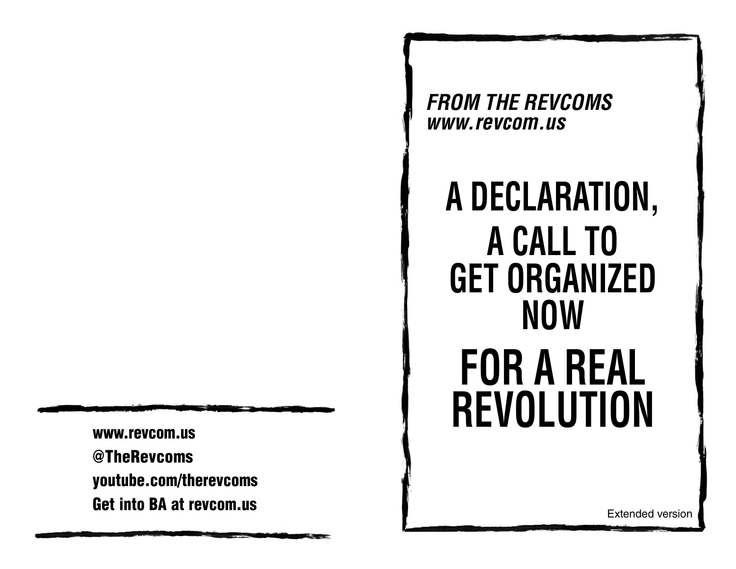www.revcom.us
@TheRevcoms
youtube.com/therevcoms
Get into BA at revcom.us

*FROM THE REVCOMS*
*www.revcom.us*

# A DECLARATION, A CALL TO GET ORGANIZED NOW FOR A REAL REVOLUTION

Extended version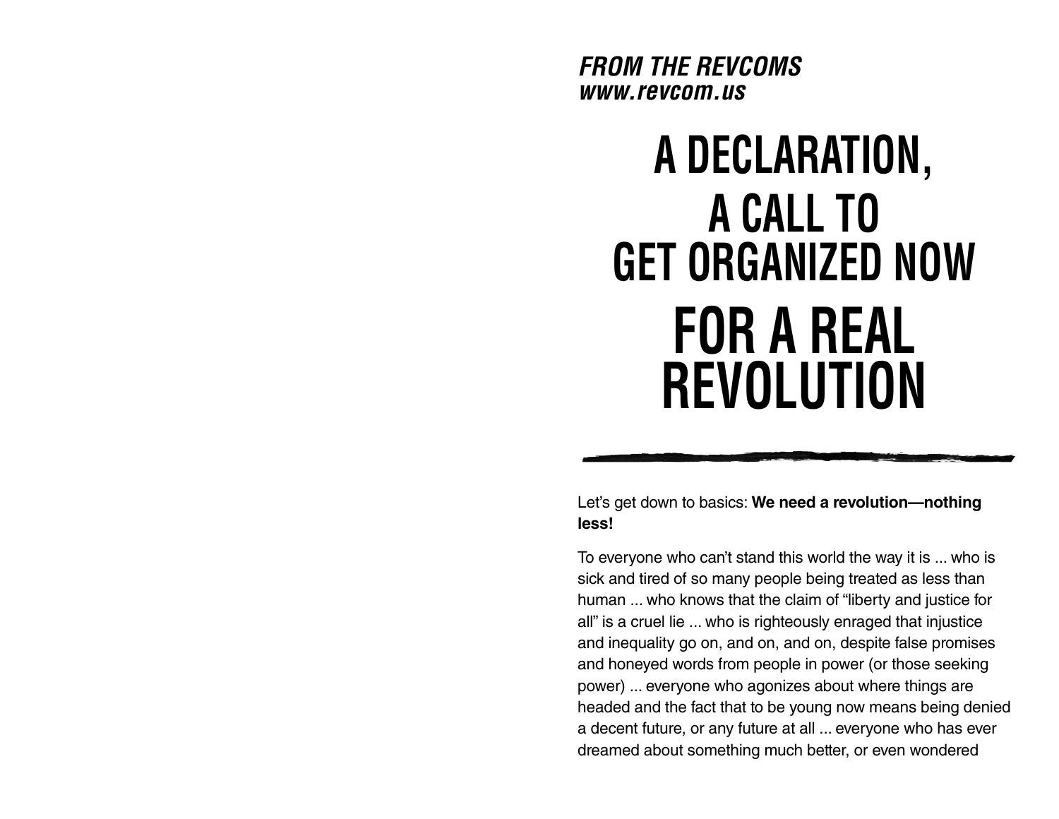***FROM THE REVCOMS***
***www.revcom.us***

# A DECLARATION, A CALL TO GET ORGANIZED NOW FOR A REAL REVOLUTION

Let's get down to basics: **We need a revolution—nothing less!**

To everyone who can't stand this world the way it is ... who is sick and tired of so many people being treated as less than human ... who knows that the claim of "liberty and justice for all" is a cruel lie ... who is righteously enraged that injustice and inequality go on, and on, and on, despite false promises and honeyed words from people in power (or those seeking power) ... everyone who agonizes about where things are headed and the fact that to be young now means being denied a decent future, or any future at all ... everyone who has ever dreamed about something much better, or even wondered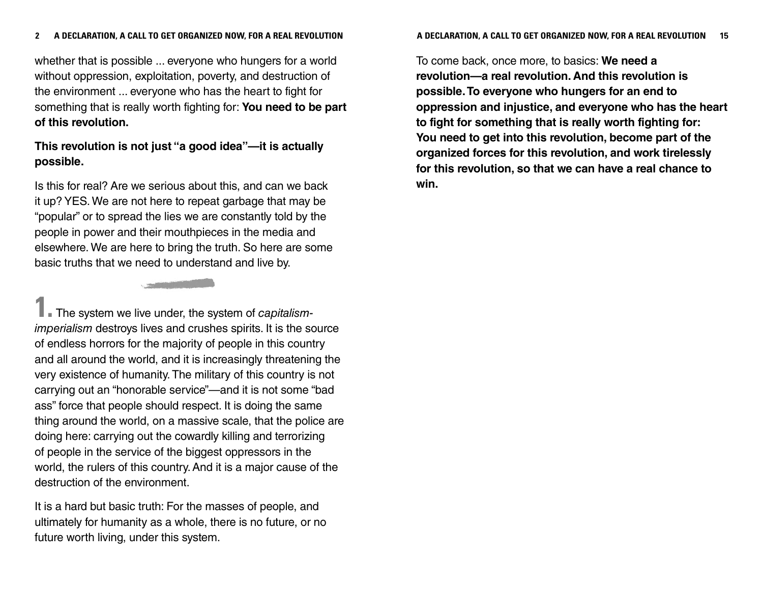whether that is possible ... everyone who hungers for a world without oppression, exploitation, poverty, and destruction of the environment ... everyone who has the heart to fight for something that is really worth fighting for: **You need to be part of this revolution.**

**This revolution is not just "a good idea"—it is actually possible.**

Is this for real? Are we serious about this, and can we back it up? YES. We are not here to repeat garbage that may be "popular" or to spread the lies we are constantly told by the people in power and their mouthpieces in the media and elsewhere. We are here to bring the truth. So here are some basic truths that we need to understand and live by.

**1.** The system we live under, the system of *capitalism-imperialism* destroys lives and crushes spirits. It is the source of endless horrors for the majority of people in this country and all around the world, and it is increasingly threatening the very existence of humanity. The military of this country is not carrying out an "honorable service"—and it is not some "bad ass" force that people should respect. It is doing the same thing around the world, on a massive scale, that the police are doing here: carrying out the cowardly killing and terrorizing of people in the service of the biggest oppressors in the world, the rulers of this country. And it is a major cause of the destruction of the environment.

It is a hard but basic truth: For the masses of people, and ultimately for humanity as a whole, there is no future, or no future worth living, under this system.

To come back, once more, to basics: **We need a revolution—a real revolution. And this revolution is possible. To everyone who hungers for an end to oppression and injustice, and everyone who has the heart to fight for something that is really worth fighting for: You need to get into this revolution, become part of the organized forces for this revolution, and work tirelessly for this revolution, so that we can have a real chance to win.**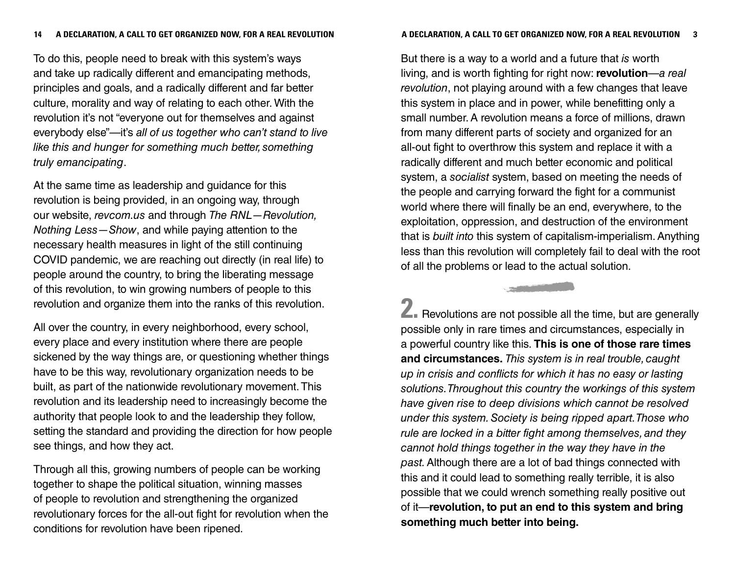To do this, people need to break with this system's ways and take up radically different and emancipating methods, principles and goals, and a radically different and far better culture, morality and way of relating to each other. With the revolution it's not "everyone out for themselves and against everybody else"—it's *all of us together who can't stand to live like this and hunger for something much better, something truly emancipating*.

At the same time as leadership and guidance for this revolution is being provided, in an ongoing way, through our website, *revcom.us* and through *The RNL—Revolution, Nothing Less—Show*, and while paying attention to the necessary health measures in light of the still continuing COVID pandemic, we are reaching out directly (in real life) to people around the country, to bring the liberating message of this revolution, to win growing numbers of people to this revolution and organize them into the ranks of this revolution.

All over the country, in every neighborhood, every school, every place and every institution where there are people sickened by the way things are, or questioning whether things have to be this way, revolutionary organization needs to be built, as part of the nationwide revolutionary movement. This revolution and its leadership need to increasingly become the authority that people look to and the leadership they follow, setting the standard and providing the direction for how people see things, and how they act.

Through all this, growing numbers of people can be working together to shape the political situation, winning masses of people to revolution and strengthening the organized revolutionary forces for the all-out fight for revolution when the conditions for revolution have been ripened.

But there is a way to a world and a future that *is* worth living, and is worth fighting for right now: **revolution**—*a real revolution*, not playing around with a few changes that leave this system in place and in power, while benefitting only a small number. A revolution means a force of millions, drawn from many different parts of society and organized for an all-out fight to overthrow this system and replace it with a radically different and much better economic and political system, a *socialist* system, based on meeting the needs of the people and carrying forward the fight for a communist world where there will finally be an end, everywhere, to the exploitation, oppression, and destruction of the environment that is *built into* this system of capitalism-imperialism. Anything less than this revolution will completely fail to deal with the root of all the problems or lead to the actual solution.

**2.** Revolutions are not possible all the time, but are generally possible only in rare times and circumstances, especially in a powerful country like this. **This is one of those rare times and circumstances.** *This system is in real trouble, caught up in crisis and conflicts for which it has no easy or lasting solutions. Throughout this country the workings of this system have given rise to deep divisions which cannot be resolved under this system. Society is being ripped apart. Those who rule are locked in a bitter fight among themselves, and they cannot hold things together in the way they have in the past.* Although there are a lot of bad things connected with this and it could lead to something really terrible, it is also possible that we could wrench something really positive out of it—**revolution, to put an end to this system and bring something much better into being.**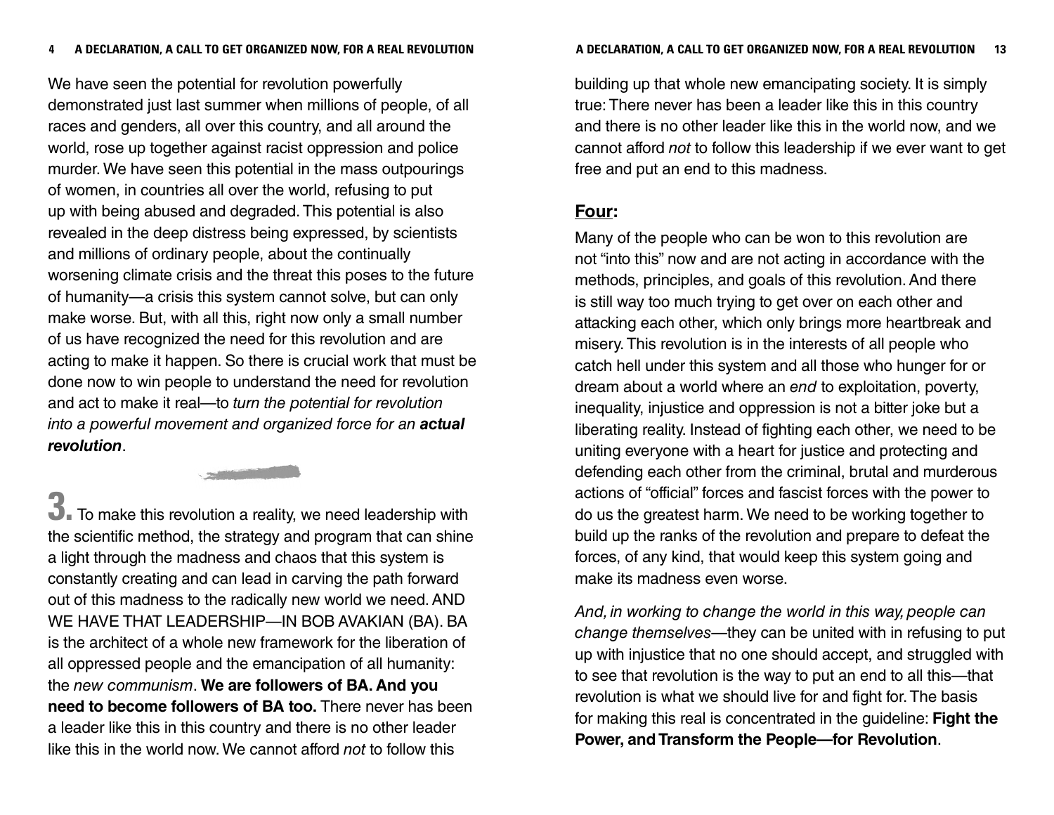We have seen the potential for revolution powerfully demonstrated just last summer when millions of people, of all races and genders, all over this country, and all around the world, rose up together against racist oppression and police murder. We have seen this potential in the mass outpourings of women, in countries all over the world, refusing to put up with being abused and degraded. This potential is also revealed in the deep distress being expressed, by scientists and millions of ordinary people, about the continually worsening climate crisis and the threat this poses to the future of humanity—a crisis this system cannot solve, but can only make worse. But, with all this, right now only a small number of us have recognized the need for this revolution and are acting to make it happen. So there is crucial work that must be done now to win people to understand the need for revolution and act to make it real—to *turn the potential for revolution into a powerful movement and organized force for an **actual revolution***.

**3.** To make this revolution a reality, we need leadership with the scientific method, the strategy and program that can shine a light through the madness and chaos that this system is constantly creating and can lead in carving the path forward out of this madness to the radically new world we need. AND WE HAVE THAT LEADERSHIP—IN BOB AVAKIAN (BA). BA is the architect of a whole new framework for the liberation of all oppressed people and the emancipation of all humanity: the *new communism*. **We are followers of BA. And you need to become followers of BA too.** There never has been a leader like this in this country and there is no other leader like this in the world now. We cannot afford *not* to follow this

building up that whole new emancipating society. It is simply true: There never has been a leader like this in this country and there is no other leader like this in the world now, and we cannot afford *not* to follow this leadership if we ever want to get free and put an end to this madness.

## Four:

Many of the people who can be won to this revolution are not "into this" now and are not acting in accordance with the methods, principles, and goals of this revolution. And there is still way too much trying to get over on each other and attacking each other, which only brings more heartbreak and misery. This revolution is in the interests of all people who catch hell under this system and all those who hunger for or dream about a world where an *end* to exploitation, poverty, inequality, injustice and oppression is not a bitter joke but a liberating reality. Instead of fighting each other, we need to be uniting everyone with a heart for justice and protecting and defending each other from the criminal, brutal and murderous actions of "official" forces and fascist forces with the power to do us the greatest harm. We need to be working together to build up the ranks of the revolution and prepare to defeat the forces, of any kind, that would keep this system going and make its madness even worse.

*And, in working to change the world in this way, people can change themselves*—they can be united with in refusing to put up with injustice that no one should accept, and struggled with to see that revolution is the way to put an end to all this—that revolution is what we should live for and fight for. The basis for making this real is concentrated in the guideline: **Fight the Power, and Transform the People—for Revolution**.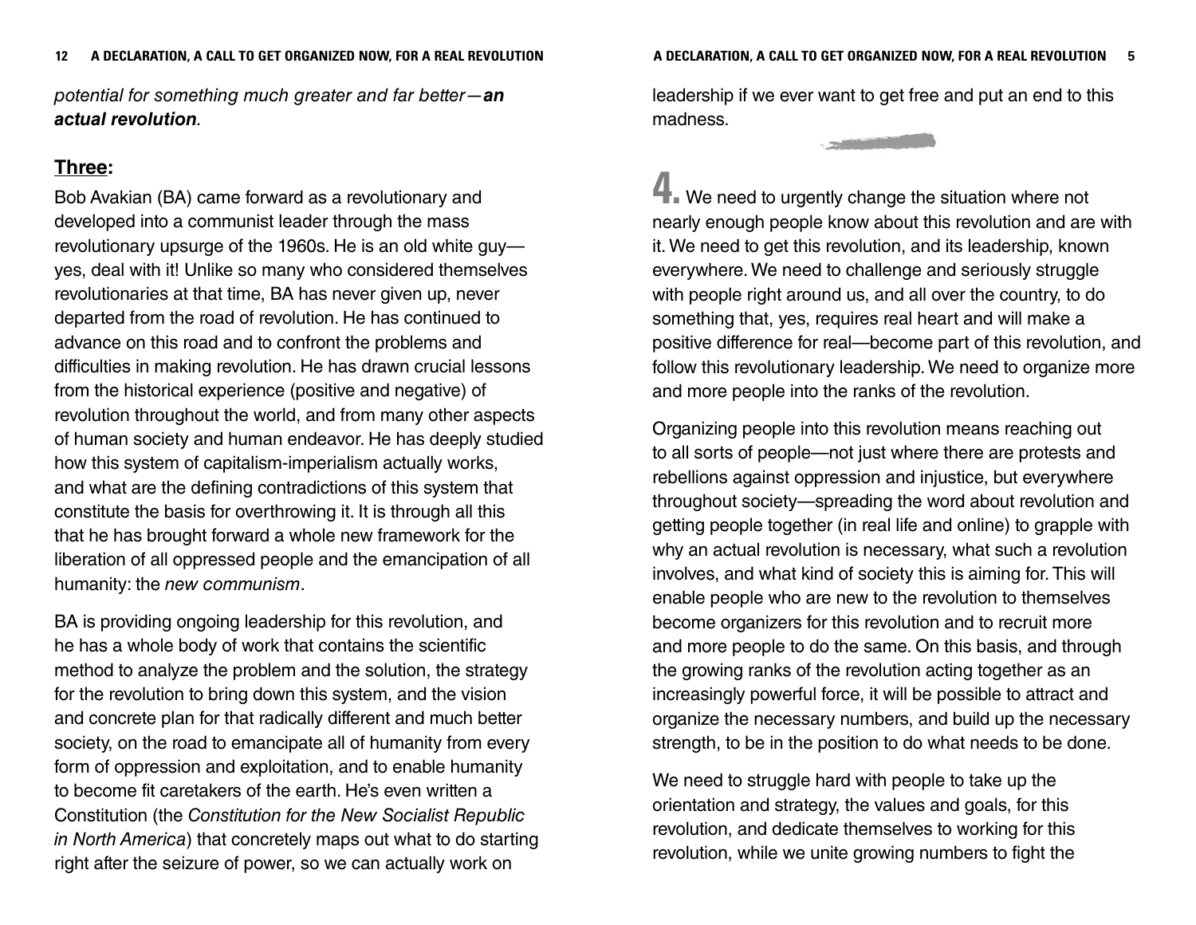*potential for something much greater and far better—**an actual revolution**.*

## **Three:**

Bob Avakian (BA) came forward as a revolutionary and developed into a communist leader through the mass revolutionary upsurge of the 1960s. He is an old white guy—yes, deal with it! Unlike so many who considered themselves revolutionaries at that time, BA has never given up, never departed from the road of revolution. He has continued to advance on this road and to confront the problems and difficulties in making revolution. He has drawn crucial lessons from the historical experience (positive and negative) of revolution throughout the world, and from many other aspects of human society and human endeavor. He has deeply studied how this system of capitalism-imperialism actually works, and what are the defining contradictions of this system that constitute the basis for overthrowing it. It is through all this that he has brought forward a whole new framework for the liberation of all oppressed people and the emancipation of all humanity: the *new communism*.

BA is providing ongoing leadership for this revolution, and he has a whole body of work that contains the scientific method to analyze the problem and the solution, the strategy for the revolution to bring down this system, and the vision and concrete plan for that radically different and much better society, on the road to emancipate all of humanity from every form of oppression and exploitation, and to enable humanity to become fit caretakers of the earth. He's even written a Constitution (the *Constitution for the New Socialist Republic in North America*) that concretely maps out what to do starting right after the seizure of power, so we can actually work on

leadership if we ever want to get free and put an end to this madness.

**4.** We need to urgently change the situation where not nearly enough people know about this revolution and are with it. We need to get this revolution, and its leadership, known everywhere. We need to challenge and seriously struggle with people right around us, and all over the country, to do something that, yes, requires real heart and will make a positive difference for real—become part of this revolution, and follow this revolutionary leadership. We need to organize more and more people into the ranks of the revolution.

Organizing people into this revolution means reaching out to all sorts of people—not just where there are protests and rebellions against oppression and injustice, but everywhere throughout society—spreading the word about revolution and getting people together (in real life and online) to grapple with why an actual revolution is necessary, what such a revolution involves, and what kind of society this is aiming for. This will enable people who are new to the revolution to themselves become organizers for this revolution and to recruit more and more people to do the same. On this basis, and through the growing ranks of the revolution acting together as an increasingly powerful force, it will be possible to attract and organize the necessary numbers, and build up the necessary strength, to be in the position to do what needs to be done.

We need to struggle hard with people to take up the orientation and strategy, the values and goals, for this revolution, and dedicate themselves to working for this revolution, while we unite growing numbers to fight the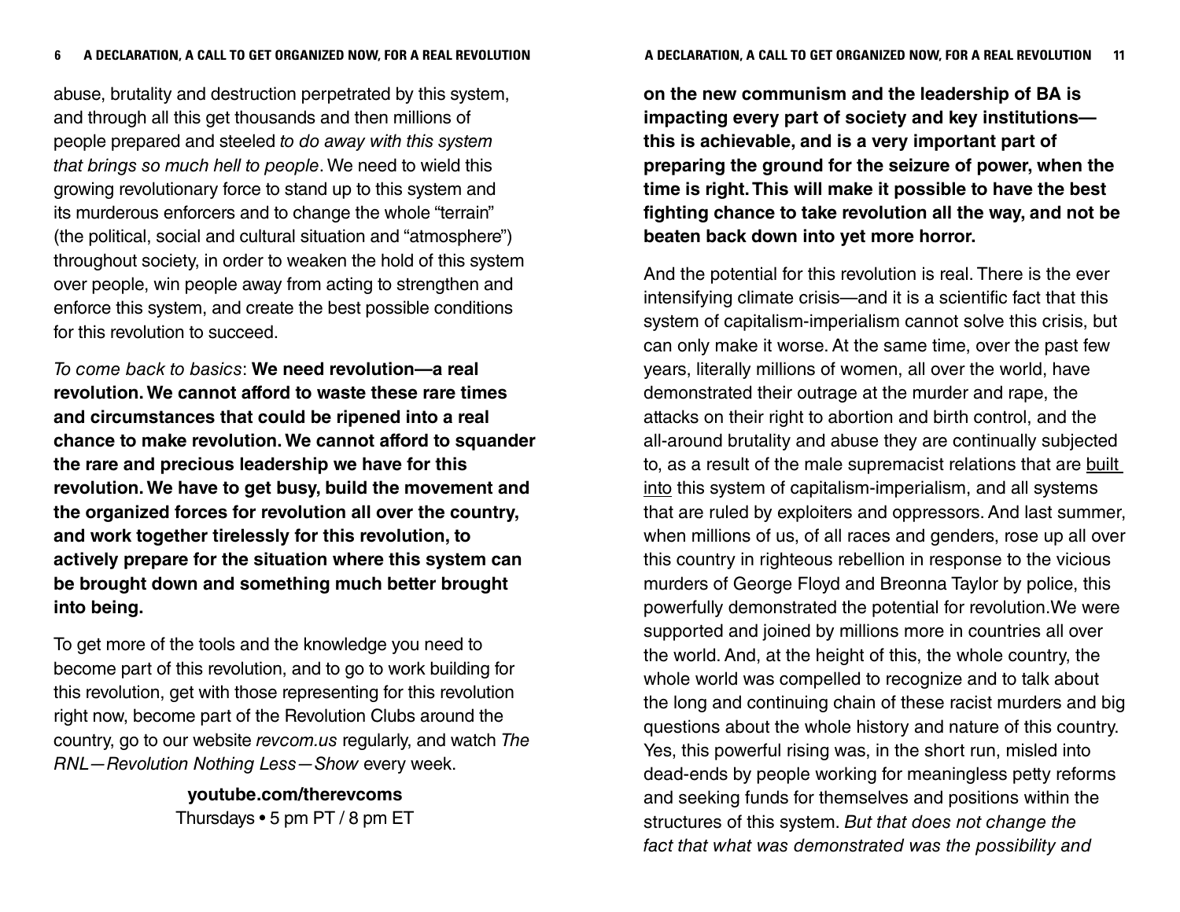abuse, brutality and destruction perpetrated by this system, and through all this get thousands and then millions of people prepared and steeled *to do away with this system that brings so much hell to people*. We need to wield this growing revolutionary force to stand up to this system and its murderous enforcers and to change the whole "terrain" (the political, social and cultural situation and "atmosphere") throughout society, in order to weaken the hold of this system over people, win people away from acting to strengthen and enforce this system, and create the best possible conditions for this revolution to succeed.

*To come back to basics*: **We need revolution—a real revolution. We cannot afford to waste these rare times and circumstances that could be ripened into a real chance to make revolution. We cannot afford to squander the rare and precious leadership we have for this revolution. We have to get busy, build the movement and the organized forces for revolution all over the country, and work together tirelessly for this revolution, to actively prepare for the situation where this system can be brought down and something much better brought into being.**

To get more of the tools and the knowledge you need to become part of this revolution, and to go to work building for this revolution, get with those representing for this revolution right now, become part of the Revolution Clubs around the country, go to our website *revcom.us* regularly, and watch *The RNL—Revolution Nothing Less—Show* every week.

**youtube.com/therevcoms**
Thursdays • 5 pm PT / 8 pm ET

**on the new communism and the leadership of BA is impacting every part of society and key institutions—this is achievable, and is a very important part of preparing the ground for the seizure of power, when the time is right. This will make it possible to have the best fighting chance to take revolution all the way, and not be beaten back down into yet more horror.**

And the potential for this revolution is real. There is the ever intensifying climate crisis—and it is a scientific fact that this system of capitalism-imperialism cannot solve this crisis, but can only make it worse. At the same time, over the past few years, literally millions of women, all over the world, have demonstrated their outrage at the murder and rape, the attacks on their right to abortion and birth control, and the all-around brutality and abuse they are continually subjected to, as a result of the male supremacist relations that are <u>built into</u> this system of capitalism-imperialism, and all systems that are ruled by exploiters and oppressors. And last summer, when millions of us, of all races and genders, rose up all over this country in righteous rebellion in response to the vicious murders of George Floyd and Breonna Taylor by police, this powerfully demonstrated the potential for revolution. We were supported and joined by millions more in countries all over the world. And, at the height of this, the whole country, the whole world was compelled to recognize and to talk about the long and continuing chain of these racist murders and big questions about the whole history and nature of this country. Yes, this powerful rising was, in the short run, misled into dead-ends by people working for meaningless petty reforms and seeking funds for themselves and positions within the structures of this system. *But that does not change the fact that what was demonstrated was the possibility and*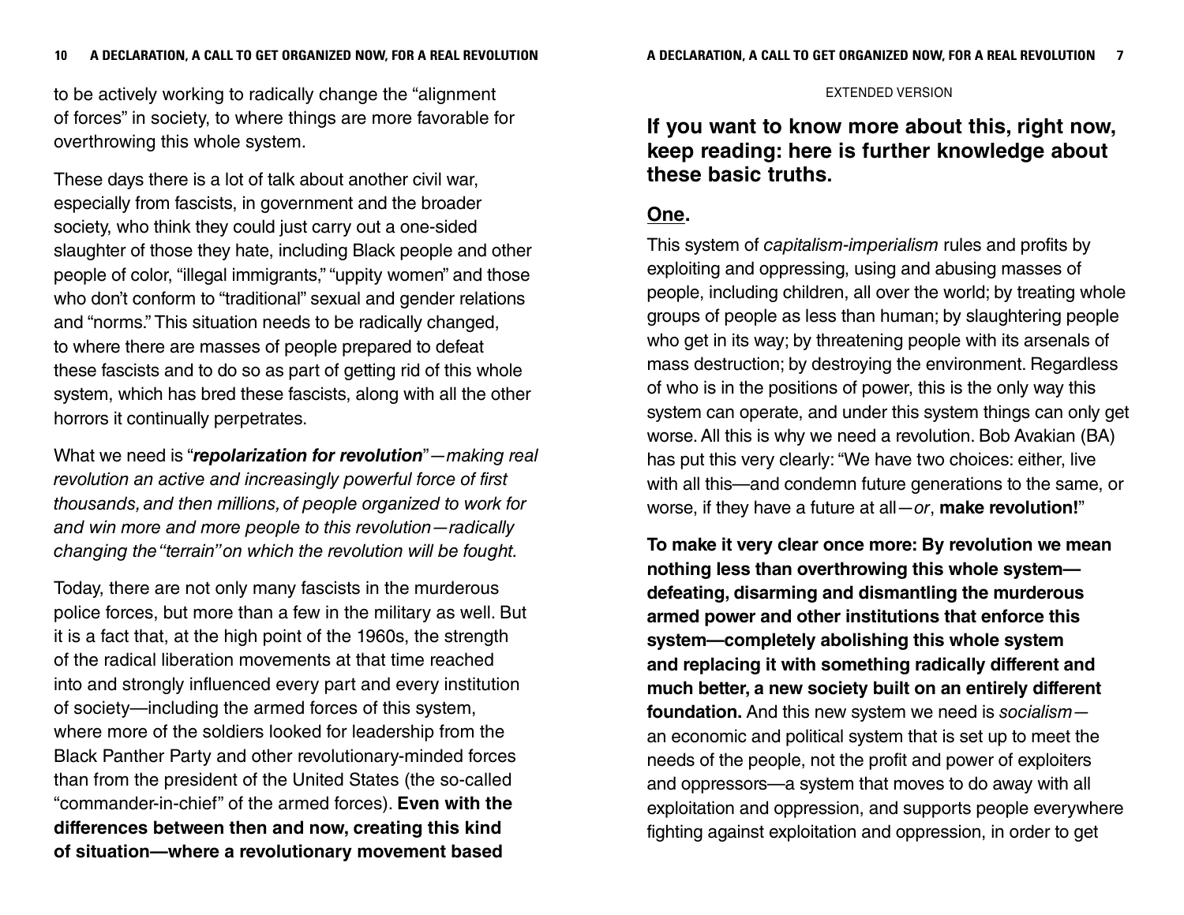to be actively working to radically change the "alignment of forces" in society, to where things are more favorable for overthrowing this whole system.

These days there is a lot of talk about another civil war, especially from fascists, in government and the broader society, who think they could just carry out a one-sided slaughter of those they hate, including Black people and other people of color, "illegal immigrants," "uppity women" and those who don't conform to "traditional" sexual and gender relations and "norms." This situation needs to be radically changed, to where there are masses of people prepared to defeat these fascists and to do so as part of getting rid of this whole system, which has bred these fascists, along with all the other horrors it continually perpetrates.

What we need is "***repolarization for revolution***"—*making real revolution an active and increasingly powerful force of first thousands, and then millions, of people organized to work for and win more and more people to this revolution—radically changing the "terrain" on which the revolution will be fought.*

Today, there are not only many fascists in the murderous police forces, but more than a few in the military as well. But it is a fact that, at the high point of the 1960s, the strength of the radical liberation movements at that time reached into and strongly influenced every part and every institution of society—including the armed forces of this system, where more of the soldiers looked for leadership from the Black Panther Party and other revolutionary-minded forces than from the president of the United States (the so-called "commander-in-chief" of the armed forces). **Even with the differences between then and now, creating this kind of situation—where a revolutionary movement based**

EXTENDED VERSION

## If you want to know more about this, right now, keep reading: here is further knowledge about these basic truths.

### One.

This system of *capitalism-imperialism* rules and profits by exploiting and oppressing, using and abusing masses of people, including children, all over the world; by treating whole groups of people as less than human; by slaughtering people who get in its way; by threatening people with its arsenals of mass destruction; by destroying the environment. Regardless of who is in the positions of power, this is the only way this system can operate, and under this system things can only get worse. All this is why we need a revolution. Bob Avakian (BA) has put this very clearly: "We have two choices: either, live with all this—and condemn future generations to the same, or worse, if they have a future at all—*or*, **make revolution!**"

**To make it very clear once more: By revolution we mean nothing less than overthrowing this whole system—defeating, disarming and dismantling the murderous armed power and other institutions that enforce this system—completely abolishing this whole system and replacing it with something radically different and much better, a new society built on an entirely different foundation.** And this new system we need is *socialism*—an economic and political system that is set up to meet the needs of the people, not the profit and power of exploiters and oppressors—a system that moves to do away with all exploitation and oppression, and supports people everywhere fighting against exploitation and oppression, in order to get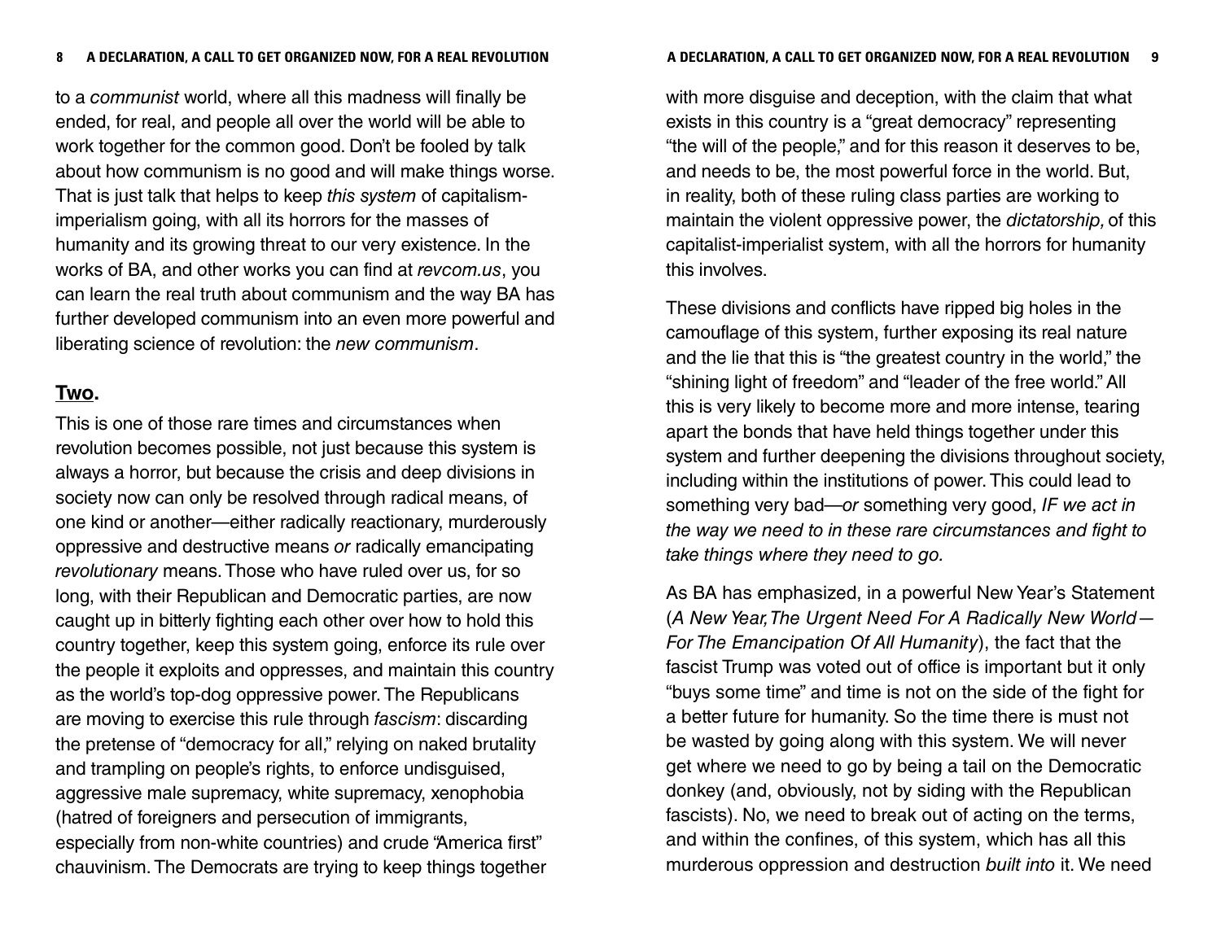to a *communist* world, where all this madness will finally be ended, for real, and people all over the world will be able to work together for the common good. Don't be fooled by talk about how communism is no good and will make things worse. That is just talk that helps to keep *this system* of capitalism-imperialism going, with all its horrors for the masses of humanity and its growing threat to our very existence. In the works of BA, and other works you can find at *revcom.us*, you can learn the real truth about communism and the way BA has further developed communism into an even more powerful and liberating science of revolution: the *new communism*.

## **Two.**

This is one of those rare times and circumstances when revolution becomes possible, not just because this system is always a horror, but because the crisis and deep divisions in society now can only be resolved through radical means, of one kind or another—either radically reactionary, murderously oppressive and destructive means *or* radically emancipating *revolutionary* means. Those who have ruled over us, for so long, with their Republican and Democratic parties, are now caught up in bitterly fighting each other over how to hold this country together, keep this system going, enforce its rule over the people it exploits and oppresses, and maintain this country as the world's top-dog oppressive power. The Republicans are moving to exercise this rule through *fascism*: discarding the pretense of "democracy for all," relying on naked brutality and trampling on people's rights, to enforce undisguised, aggressive male supremacy, white supremacy, xenophobia (hatred of foreigners and persecution of immigrants, especially from non-white countries) and crude "America first" chauvinism. The Democrats are trying to keep things together with more disguise and deception, with the claim that what exists in this country is a "great democracy" representing "the will of the people," and for this reason it deserves to be, and needs to be, the most powerful force in the world. But, in reality, both of these ruling class parties are working to maintain the violent oppressive power, the *dictatorship,* of this capitalist-imperialist system, with all the horrors for humanity this involves.

These divisions and conflicts have ripped big holes in the camouflage of this system, further exposing its real nature and the lie that this is "the greatest country in the world," the "shining light of freedom" and "leader of the free world." All this is very likely to become more and more intense, tearing apart the bonds that have held things together under this system and further deepening the divisions throughout society, including within the institutions of power. This could lead to something very bad—*or* something very good, *IF we act in the way we need to in these rare circumstances and fight to take things where they need to go.*

As BA has emphasized, in a powerful New Year's Statement (*A New Year, The Urgent Need For A Radically New World—For The Emancipation Of All Humanity*), the fact that the fascist Trump was voted out of office is important but it only "buys some time" and time is not on the side of the fight for a better future for humanity. So the time there is must not be wasted by going along with this system. We will never get where we need to go by being a tail on the Democratic donkey (and, obviously, not by siding with the Republican fascists). No, we need to break out of acting on the terms, and within the confines, of this system, which has all this murderous oppression and destruction *built into* it. We need